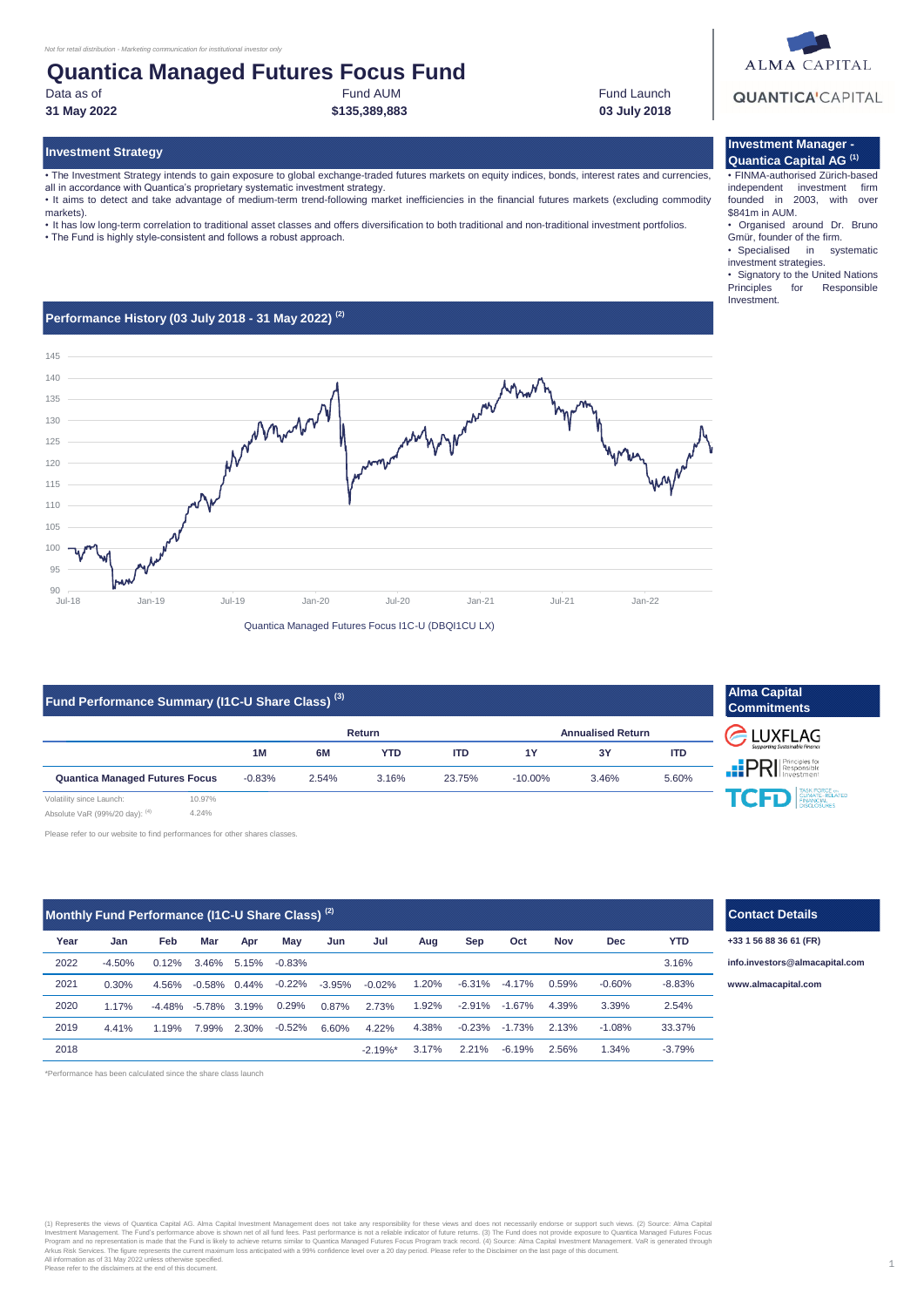*Not for retail distribution - Marketing communication for institutional investor only*

# Quantica Managed Futures Focus Fund

| Data as of | Fund AUM | Fund Launch |
|---|---|---|
| **31 May 2022** | **$135,389,883** | **03 July 2018** |

ALMA CAPITAL

QUANTICA CAPITAL

## Investment Strategy

• The Investment Strategy intends to gain exposure to global exchange-traded futures markets on equity indices, bonds, interest rates and currencies, all in accordance with Quantica's proprietary systematic investment strategy.
• It aims to detect and take advantage of medium-term trend-following market inefficiencies in the financial futures markets (excluding commodity markets).
• It has low long-term correlation to traditional asset classes and offers diversification to both traditional and non-traditional investment portfolios.
• The Fund is highly style-consistent and follows a robust approach.

## Investment Manager - Quantica Capital AG [(1)]

• FINMA-authorised Zürich-based independent investment firm founded in 2003, with over $841m in AUM.
• Organised around Dr. Bruno Gmür, founder of the firm.
• Specialised in systematic investment strategies.
• Signatory to the United Nations Principles for Responsible Investment.

## Performance History (03 July 2018 - 31 May 2022) [(2)]

Quantica Managed Futures Focus I1C-U (DBQI1CU LX)

## Fund Performance Summary (I1C-U Share Class) [(3)]

| | Return | | | | Annualised Return | | |
|---|---|---|---|---|---|---|---|
| | 1M | 6M | YTD | ITD | 1Y | 3Y | ITD |
| **Quantica Managed Futures Focus** | -0.83% | 2.54% | 3.16% | 23.75% | -10.00% | 3.46% | 5.60% |

Volatility since Launch: 10.97%
Absolute VaR (99%/20 day): [(4)] 4.24%

Please refer to our website to find performances for other shares classes.

## Alma Capital Commitments

LUXFLAG
PRI Principles for Responsible Investment
TCFD Task Force on Climate-Related Financial Disclosures

## Monthly Fund Performance (I1C-U Share Class) [(2)]

| Year | Jan | Feb | Mar | Apr | May | Jun | Jul | Aug | Sep | Oct | Nov | Dec | YTD |
|---|---|---|---|---|---|---|---|---|---|---|---|---|---|
| 2022 | -4.50% | 0.12% | 3.46% | 5.15% | -0.83% | | | | | | | | 3.16% |
| 2021 | 0.30% | 4.56% | -0.58% | 0.44% | -0.22% | -3.95% | -0.02% | 1.20% | -6.31% | -4.17% | 0.59% | -0.60% | -8.83% |
| 2020 | 1.17% | -4.48% | -5.78% | 3.19% | 0.29% | 0.87% | 2.73% | 1.92% | -2.91% | -1.67% | 4.39% | 3.39% | 2.54% |
| 2019 | 4.41% | 1.19% | 7.99% | 2.30% | -0.52% | 6.60% | 4.22% | 4.38% | -0.23% | -1.73% | 2.13% | -1.08% | 33.37% |
| 2018 | | | | | | | -2.19%* | 3.17% | 2.21% | -6.19% | 2.56% | 1.34% | -3.79% |

*Performance has been calculated since the share class launch

## Contact Details

**+33 1 56 88 36 61 (FR)**

**info.investors@almacapital.com**

**www.almacapital.com**

(1) Represents the views of Quantica Capital AG. Alma Capital Investment Management does not take any responsibility for these views and does not necessarily endorse or support such views. (2) Source: Alma Capital Investment Management. The Fund's performance above is shown net of all fund fees. Past performance is not a reliable indicator of future returns. (3) The Fund does not provide exposure to Quantica Managed Futures Focus Program and no representation is made that the Fund is likely to achieve returns similar to Quantica Managed Futures Focus Program track record. (4) Source: Alma Capital Investment Management. VaR is generated through Arkus Risk Services. The figure represents the current maximum loss anticipated with a 99% confidence level over a 20 day period. Please refer to the Disclaimer on the last page of this document.
All information as of 31 May 2022 unless otherwise specified.
Please refer to the disclaimers at the end of this document.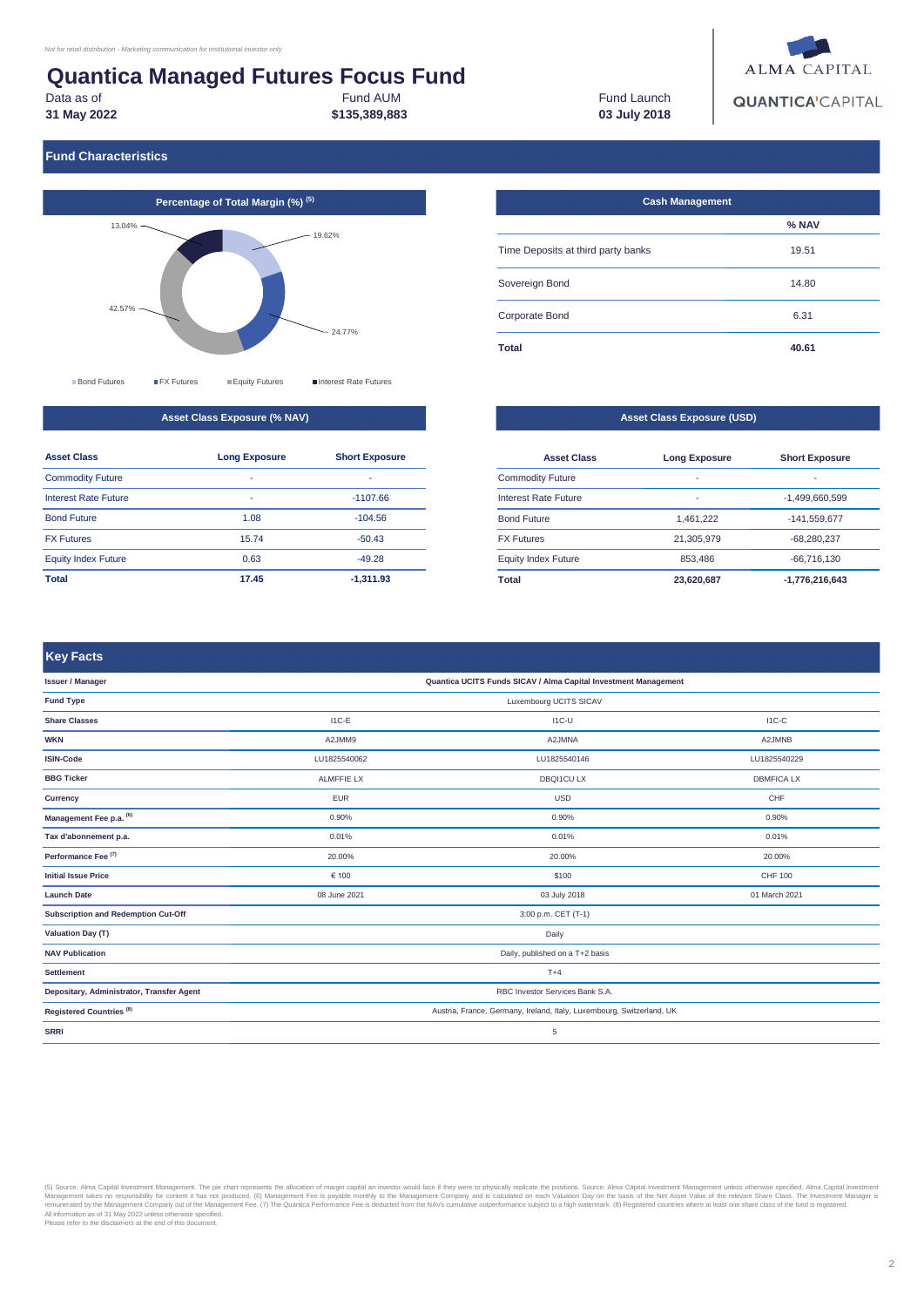*Not for retail distribution - Marketing communication for institutional investor only*

# Quantica Managed Futures Focus Fund

| Data as of | Fund AUM | Fund Launch |
|---|---|---|
| **31 May 2022** | **$135,389,883** | **03 July 2018** |

ALMA CAPITAL

QUANTICA CAPITAL

## Fund Characteristics

### Percentage of Total Margin (%) [5]

| Segment | % |
|---|---|
| Bond Futures | 19.62% |
| FX Futures | 24.77% |
| Equity Futures | 42.57% |
| Interest Rate Futures | 13.04% |

### Cash Management

| | % NAV |
|---|---|
| Time Deposits at third party banks | 19.51 |
| Sovereign Bond | 14.80 |
| Corporate Bond | 6.31 |
| **Total** | **40.61** |

### Asset Class Exposure (% NAV)

| Asset Class | Long Exposure | Short Exposure |
|---|---|---|
| Commodity Future | - | - |
| Interest Rate Future | - | -1107.66 |
| Bond Future | 1.08 | -104.56 |
| FX Futures | 15.74 | -50.43 |
| Equity Index Future | 0.63 | -49.28 |
| **Total** | **17.45** | **-1,311.93** |

### Asset Class Exposure (USD)

| Asset Class | Long Exposure | Short Exposure |
|---|---|---|
| Commodity Future | - | - |
| Interest Rate Future | - | -1,499,660,599 |
| Bond Future | 1,461,222 | -141,559,677 |
| FX Futures | 21,305,979 | -68,280,237 |
| Equity Index Future | 853,486 | -66,716,130 |
| **Total** | **23,620,687** | **-1,776,216,643** |

## Key Facts

| | | | |
|---|---|---|---|
| **Issuer / Manager** | Quantica UCITS Funds SICAV / Alma Capital Investment Management | | |
| **Fund Type** | Luxembourg UCITS SICAV | | |
| **Share Classes** | I1C-E | I1C-U | I1C-C |
| **WKN** | A2JMM9 | A2JMNA | A2JMNB |
| **ISIN-Code** | LU1825540062 | LU1825540146 | LU1825540229 |
| **BBG Ticker** | ALMFFIE LX | DBQI1CU LX | DBMFICA LX |
| **Currency** | EUR | USD | CHF |
| **Management Fee p.a.** [6] | 0.90% | 0.90% | 0.90% |
| **Tax d'abonnement p.a.** | 0.01% | 0.01% | 0.01% |
| **Performance Fee** [7] | 20.00% | 20.00% | 20.00% |
| **Initial Issue Price** | € 100 | $100 | CHF 100 |
| **Launch Date** | 08 June 2021 | 03 July 2018 | 01 March 2021 |
| **Subscription and Redemption Cut-Off** | 3:00 p.m. CET (T-1) | | |
| **Valuation Day (T)** | Daily | | |
| **NAV Publication** | Daily, published on a T+2 basis | | |
| **Settlement** | T+4 | | |
| **Depositary, Administrator, Transfer Agent** | RBC Investor Services Bank S.A. | | |
| **Registered Countries** [8] | Austria, France, Germany, Ireland, Italy, Luxembourg, Switzerland, UK | | |
| **SRRI** | 5 | | |

(5) Source: Alma Capital Investment Management. The pie chart represents the allocation of margin capital an investor would face if they were to physically replicate the positions. Source: Alma Capital Investment Management unless otherwise specified. Alma Capital Investment Management takes no responsibility for content it has not produced. (6) Management Fee is payable monthly to the Management Company and is calculated on each Valuation Day on the basis of the Net Asset Value of the relevant Share Class. The Investment Manager is remunerated by the Management Company out of the Management Fee. (7) The Quantica Performance Fee is deducted from the NAVs cumulative outperformance subject to a high watermark. (8) Registered countries where at least one share class of the fund is registered.
All information as of 31 May 2022 unless otherwise specified.
Please refer to the disclaimers at the end of this document.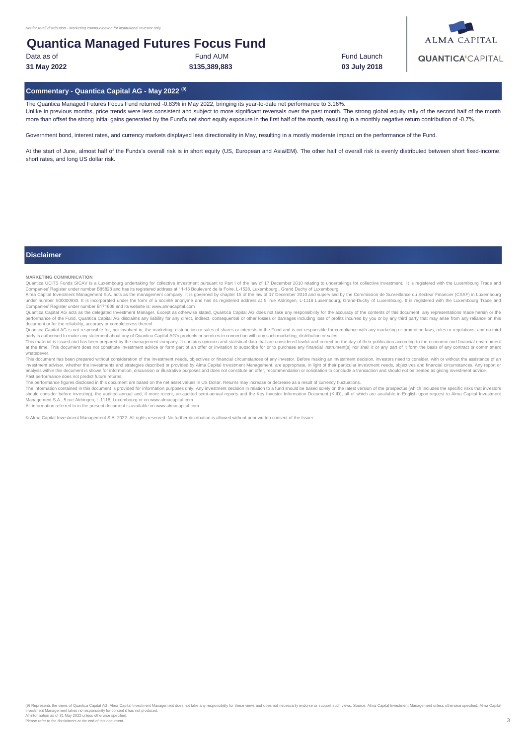*Not for retail distribution - Marketing communication for institutional investor only*

# Quantica Managed Futures Focus Fund

| Data as of | Fund AUM | Fund Launch |
|---|---|---|
| **31 May 2022** | **$135,389,883** | **03 July 2018** |

ALMA CAPITAL

QUANTICA CAPITAL

## Commentary - Quantica Capital AG - May 2022 [9]

The Quantica Managed Futures Focus Fund returned -0.83% in May 2022, bringing its year-to-date net performance to 3.16%.

Unlike in previous months, price trends were less consistent and subject to more significant reversals over the past month. The strong global equity rally of the second half of the month more than offset the strong initial gains generated by the Fund's net short equity exposure in the first half of the month, resulting in a monthly negative return contribution of -0.7%.

Government bond, interest rates, and currency markets displayed less directionality in May, resulting in a mostly moderate impact on the performance of the Fund.

At the start of June, almost half of the Funds's overall risk is in short equity (US, European and Asia/EM). The other half of overall risk is evenly distributed between short fixed-income, short rates, and long US dollar risk.

## Disclaimer

**MARKETING COMMUNICATION**

Quantica UCITS Funds SICAV is a Luxembourg undertaking for collective investment pursuant to Part I of the law of 17 December 2010 relating to undertakings for collective investment. It is registered with the Luxembourg Trade and Companies' Register under number B85828 and has its registered address at 11-13 Boulevard de la Foire, L-1528, Luxembourg , Grand Duchy of Luxembourg.

Alma Capital Investment Management S.A. acts as the management company. It is governed by chapter 15 of the law of 17 December 2010 and supervised by the Commission de Surveillance du Secteur Financier (CSSF) in Luxembourg under number S00000930. It is incorporated under the form of a société anonyme and has its registered address at 5, rue Aldringen, L-1118 Luxembourg, Grand-Duchy of Luxembourg. It is registered with the Luxembourg Trade and Companies' Register under number B171608 and its website is: www.almacapital.com

Quantica Capital AG acts as the delegated Investment Manager. Except as otherwise stated, Quantica Capital AG does not take any responsibility for the accuracy of the contents of this document, any representations made herein or the performance of the Fund. Quantica Capital AG disclaims any liability for any direct, indirect, consequential or other losses or damages including loss of profits incurred by you or by any third party that may arise from any reliance on this document or for the reliability, accuracy or completeness thereof.

Quantica Capital AG is not responsible for, nor involved in, the marketing, distribution or sales of shares or interests in the Fund and is not responsible for compliance with any marketing or promotion laws, rules or regulations; and no third party is authorised to make any statement about any of Quantica Capital AG's products or services in connection with any such marketing, distribution or sales.

This material is issued and has been prepared by the management company. It contains opinions and statistical data that are considered lawful and correct on the day of their publication according to the economic and financial environment at the time. This document does not constitute investment advice or form part of an offer or invitation to subscribe for or to purchase any financial instrument(s) nor shall it or any part of it form the basis of any contract or commitment whatsoever.

This document has been prepared without consideration of the investment needs, objectives or financial circumstances of any investor. Before making an investment decision, investors need to consider, with or without the assistance of an investment adviser, whether the investments and strategies described or provided by Alma Capital Investment Management, are appropriate, in light of their particular investment needs, objectives and financial circumstances. Any report or analysis within this document is shown for information, discussion or illustrative purposes and does not constitute an offer, recommendation or solicitation to conclude a transaction and should not be treated as giving investment advice.

Past performance does not predict future returns.

The performance figures disclosed in this document are based on the net asset values in US Dollar. Returns may increase or decrease as a result of currency fluctuations.

The information contained in this document is provided for information purposes only. Any investment decision in relation to a fund should be based solely on the latest version of the prospectus (which includes the specific risks that investors should consider before investing), the audited annual and, if more recent, un-audited semi-annual reports and the Key Investor Information Document (KIID), all of which are available in English upon request to Alma Capital Investment Management S.A., 5 rue Aldringen, L-1118, Luxembourg or on www.almacapital.com

All information referred to in the present document is available on www.almacapital.com

© Alma Capital Investment Management S.A. 2022. All rights reserved. No further distribution is allowed without prior written consent of the Issuer.

(9) Represents the views of Quantica Capital AG. Alma Capital Investment Management does not take any responsibility for these views and does not necessarily endorse or support such views. Source: Alma Capital Investment Management unless otherwise specified. Alma Capital Investment Management takes no responsibility for content it has not produced.
All information as of 31 May 2022 unless otherwise specified.
Please refer to the disclaimers at the end of this document.